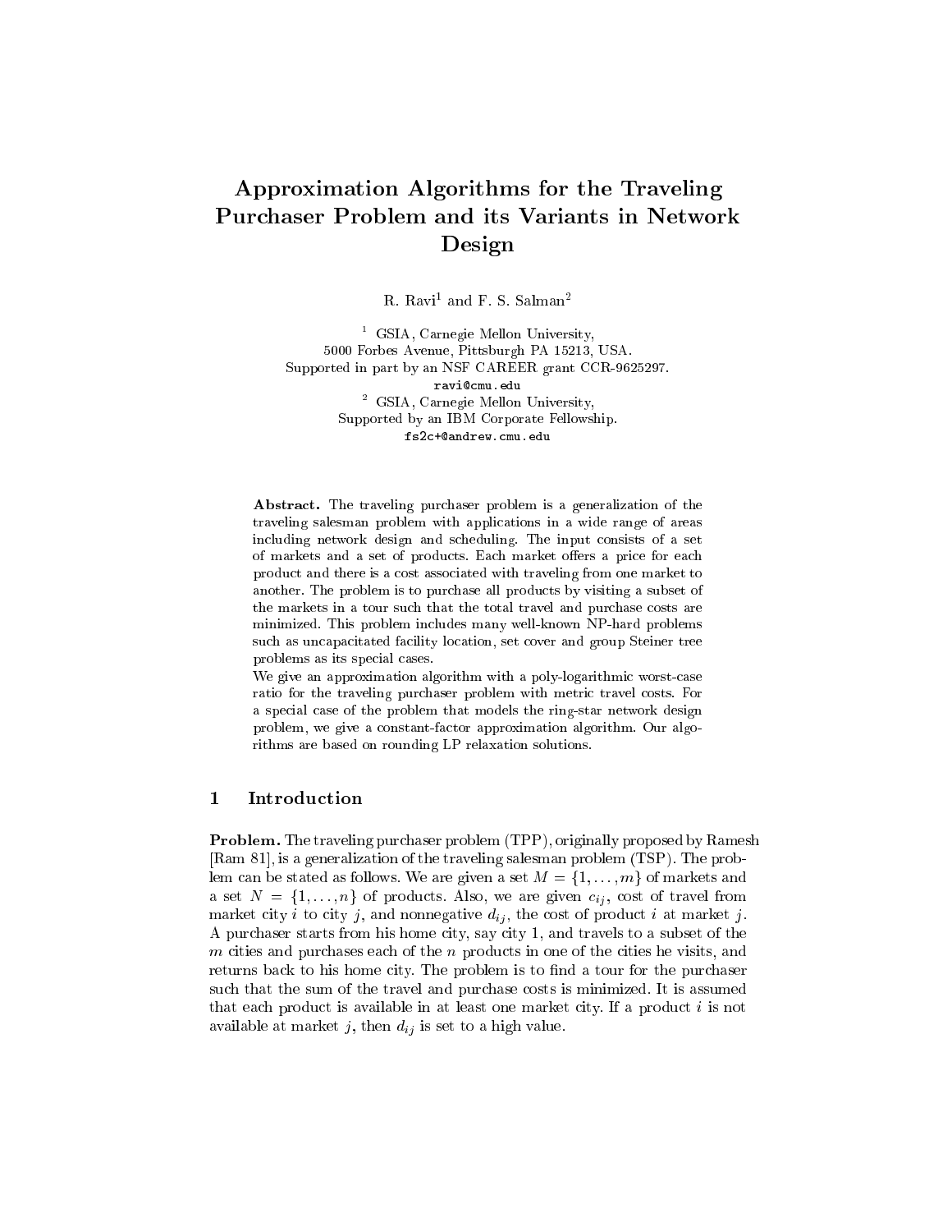# Approximation Algorithms for the Traveling Purchaser Problem and its Variants in Network Design

R. Ravi[1] and F. S. Salman[2]

[1] GSIA, Carnegie Mellon University,
5000 Forbes Avenue, Pittsburgh PA 15213, USA.
Supported in part by an NSF CAREER grant CCR-9625297.
ravi@cmu.edu

[2] GSIA, Carnegie Mellon University,
Supported by an IBM Corporate Fellowship.
fs2c+@andrew.cmu.edu

**Abstract.** The traveling purchaser problem is a generalization of the traveling salesman problem with applications in a wide range of areas including network design and scheduling. The input consists of a set of markets and a set of products. Each market offers a price for each product and there is a cost associated with traveling from one market to another. The problem is to purchase all products by visiting a subset of the markets in a tour such that the total travel and purchase costs are minimized. This problem includes many well-known NP-hard problems such as uncapacitated facility location, set cover and group Steiner tree problems as its special cases.

We give an approximation algorithm with a poly-logarithmic worst-case ratio for the traveling purchaser problem with metric travel costs. For a special case of the problem that models the ring-star network design problem, we give a constant-factor approximation algorithm. Our algorithms are based on rounding LP relaxation solutions.

## 1 Introduction

**Problem.** The traveling purchaser problem (TPP), originally proposed by Ramesh [Ram 81], is a generalization of the traveling salesman problem (TSP). The problem can be stated as follows. We are given a set $M = \{1, \ldots, m\}$ of markets and a set $N = \{1, \ldots, n\}$ of products. Also, we are given $c_{ij}$, cost of travel from market city $i$ to city $j$, and nonnegative $d_{ij}$, the cost of product $i$ at market $j$. A purchaser starts from his home city, say city 1, and travels to a subset of the $m$ cities and purchases each of the $n$ products in one of the cities he visits, and returns back to his home city. The problem is to find a tour for the purchaser such that the sum of the travel and purchase costs is minimized. It is assumed that each product is available in at least one market city. If a product $i$ is not available at market $j$, then $d_{ij}$ is set to a high value.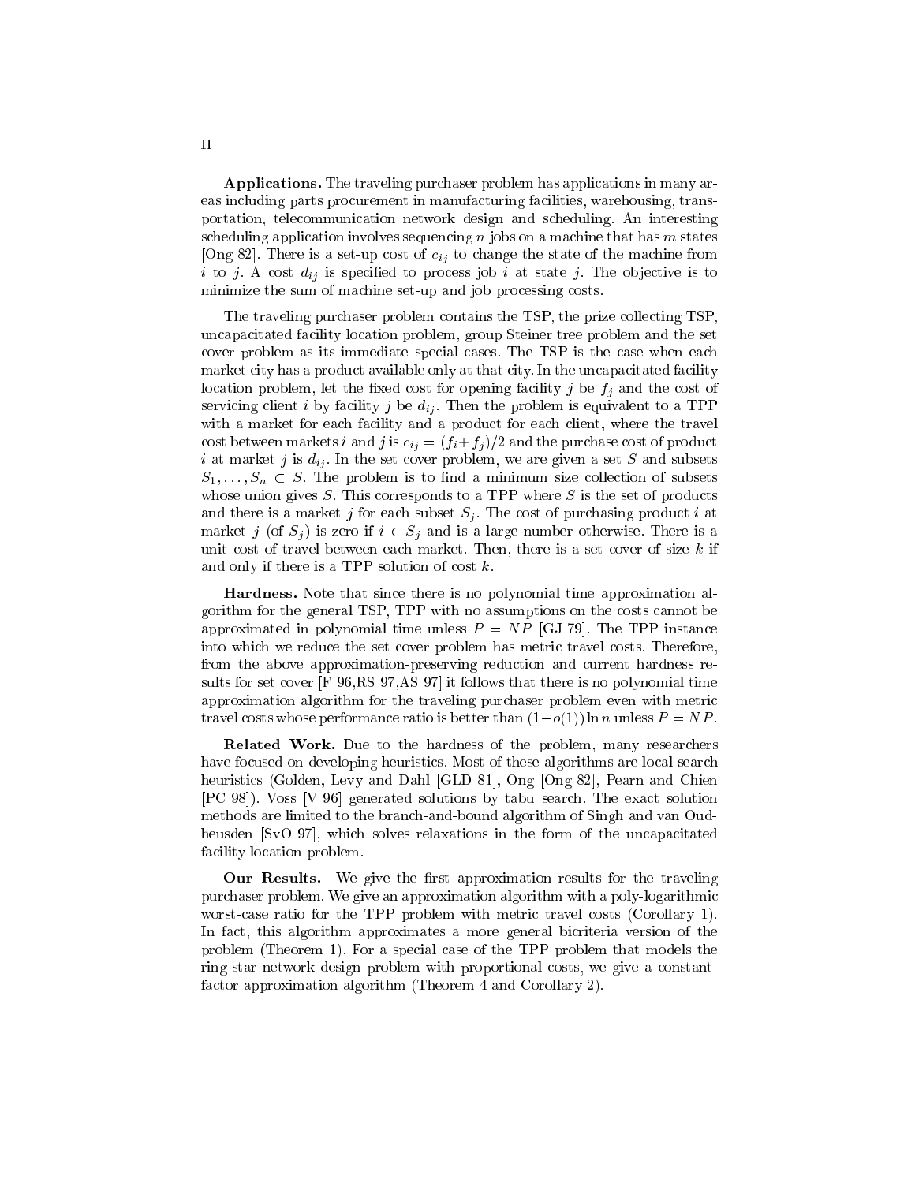**Applications.** The traveling purchaser problem has applications in many areas including parts procurement in manufacturing facilities, warehousing, transportation, telecommunication network design and scheduling. An interesting scheduling application involves sequencing $n$ jobs on a machine that has $m$ states [Ong 82]. There is a set-up cost of $c_{ij}$ to change the state of the machine from $i$ to $j$. A cost $d_{ij}$ is specified to process job $i$ at state $j$. The objective is to minimize the sum of machine set-up and job processing costs.

The traveling purchaser problem contains the TSP, the prize collecting TSP, uncapacitated facility location problem, group Steiner tree problem and the set cover problem as its immediate special cases. The TSP is the case when each market city has a product available only at that city. In the uncapacitated facility location problem, let the fixed cost for opening facility $j$ be $f_j$ and the cost of servicing client $i$ by facility $j$ be $d_{ij}$. Then the problem is equivalent to a TPP with a market for each facility and a product for each client, where the travel cost between markets $i$ and $j$ is $c_{ij} = (f_i + f_j)/2$ and the purchase cost of product $i$ at market $j$ is $d_{ij}$. In the set cover problem, we are given a set $S$ and subsets $S_1, \ldots, S_n \subset S$. The problem is to find a minimum size collection of subsets whose union gives $S$. This corresponds to a TPP where $S$ is the set of products and there is a market $j$ for each subset $S_j$. The cost of purchasing product $i$ at market $j$ (of $S_j$) is zero if $i \in S_j$ and is a large number otherwise. There is a unit cost of travel between each market. Then, there is a set cover of size $k$ if and only if there is a TPP solution of cost $k$.

**Hardness.** Note that since there is no polynomial time approximation algorithm for the general TSP, TPP with no assumptions on the costs cannot be approximated in polynomial time unless $P = NP$ [GJ 79]. The TPP instance into which we reduce the set cover problem has metric travel costs. Therefore, from the above approximation-preserving reduction and current hardness results for set cover [F 96,RS 97,AS 97] it follows that there is no polynomial time approximation algorithm for the traveling purchaser problem even with metric travel costs whose performance ratio is better than $(1-o(1)) \ln n$ unless $P = NP$.

**Related Work.** Due to the hardness of the problem, many researchers have focused on developing heuristics. Most of these algorithms are local search heuristics (Golden, Levy and Dahl [GLD 81], Ong [Ong 82], Pearn and Chien [PC 98]). Voss [V 96] generated solutions by tabu search. The exact solution methods are limited to the branch-and-bound algorithm of Singh and van Oudheusden [SvO 97], which solves relaxations in the form of the uncapacitated facility location problem.

**Our Results.** We give the first approximation results for the traveling purchaser problem. We give an approximation algorithm with a poly-logarithmic worst-case ratio for the TPP problem with metric travel costs (Corollary 1). In fact, this algorithm approximates a more general bicriteria version of the problem (Theorem 1). For a special case of the TPP problem that models the ring-star network design problem with proportional costs, we give a constant-factor approximation algorithm (Theorem 4 and Corollary 2).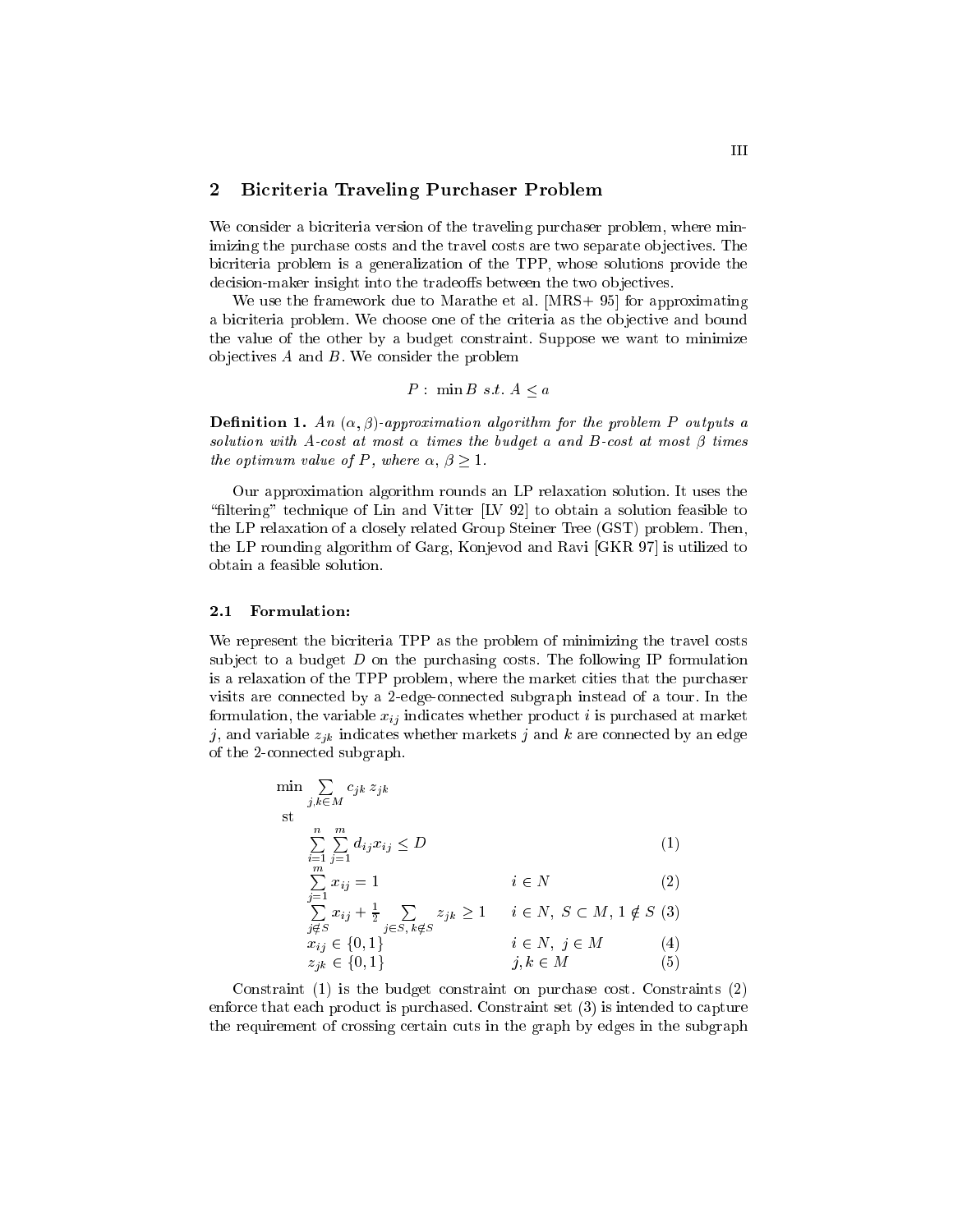## 2 Bicriteria Traveling Purchaser Problem

We consider a bicriteria version of the traveling purchaser problem, where minimizing the purchase costs and the travel costs are two separate objectives. The bicriteria problem is a generalization of the TPP, whose solutions provide the decision-maker insight into the tradeoffs between the two objectives.

We use the framework due to Marathe et al. [MRS+ 95] for approximating a bicriteria problem. We choose one of the criteria as the objective and bound the value of the other by a budget constraint. Suppose we want to minimize objectives $A$ and $B$. We consider the problem

$$P: \min B \ s.t. \ A \leq a$$

**Definition 1.** *An $(\alpha, \beta)$-approximation algorithm for the problem $P$ outputs a solution with $A$-cost at most $\alpha$ times the budget $a$ and $B$-cost at most $\beta$ times the optimum value of $P$, where $\alpha, \beta \geq 1$.*

Our approximation algorithm rounds an LP relaxation solution. It uses the "filtering" technique of Lin and Vitter [LV 92] to obtain a solution feasible to the LP relaxation of a closely related Group Steiner Tree (GST) problem. Then, the LP rounding algorithm of Garg, Konjevod and Ravi [GKR 97] is utilized to obtain a feasible solution.

### 2.1 Formulation:

We represent the bicriteria TPP as the problem of minimizing the travel costs subject to a budget $D$ on the purchasing costs. The following IP formulation is a relaxation of the TPP problem, where the market cities that the purchaser visits are connected by a 2-edge-connected subgraph instead of a tour. In the formulation, the variable $x_{ij}$ indicates whether product $i$ is purchased at market $j$, and variable $z_{jk}$ indicates whether markets $j$ and $k$ are connected by an edge of the 2-connected subgraph.

$$\min \sum_{j,k \in M} c_{jk} \, z_{jk}$$

st

$$\sum_{i=1}^{n} \sum_{j=1}^{m} d_{ij} x_{ij} \leq D \tag{1}$$

$$\sum_{j=1}^{m} x_{ij} = 1 \qquad i \in N \tag{2}$$

$$\sum_{j \notin S} x_{ij} + \frac{1}{2} \sum_{j \in S, \, k \notin S} z_{jk} \geq 1 \qquad i \in N, \ S \subset M, \ 1 \notin S \tag{3}$$

$$x_{ij} \in \{0, 1\} \qquad i \in N, \ j \in M \tag{4}$$

$$z_{jk} \in \{0, 1\} \qquad j, k \in M \tag{5}$$

Constraint (1) is the budget constraint on purchase cost. Constraints (2) enforce that each product is purchased. Constraint set (3) is intended to capture the requirement of crossing certain cuts in the graph by edges in the subgraph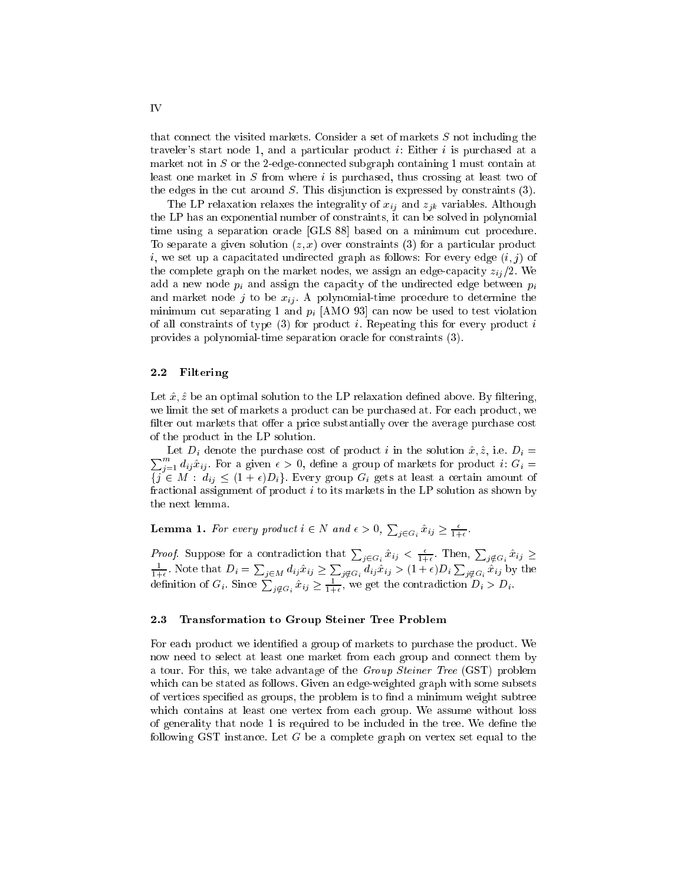that connect the visited markets. Consider a set of markets $S$ not including the traveler's start node 1, and a particular product $i$: Either $i$ is purchased at a market not in $S$ or the 2-edge-connected subgraph containing 1 must contain at least one market in $S$ from where $i$ is purchased, thus crossing at least two of the edges in the cut around $S$. This disjunction is expressed by constraints (3).

The LP relaxation relaxes the integrality of $x_{ij}$ and $z_{jk}$ variables. Although the LP has an exponential number of constraints, it can be solved in polynomial time using a separation oracle [GLS 88] based on a minimum cut procedure. To separate a given solution $(z, x)$ over constraints (3) for a particular product $i$, we set up a capacitated undirected graph as follows: For every edge $(i, j)$ of the complete graph on the market nodes, we assign an edge-capacity $z_{ij}/2$. We add a new node $p_i$ and assign the capacity of the undirected edge between $p_i$ and market node $j$ to be $x_{ij}$. A polynomial-time procedure to determine the minimum cut separating 1 and $p_i$ [AMO 93] can now be used to test violation of all constraints of type (3) for product $i$. Repeating this for every product $i$ provides a polynomial-time separation oracle for constraints (3).

### 2.2 Filtering

Let $\hat{x}, \hat{z}$ be an optimal solution to the LP relaxation defined above. By filtering, we limit the set of markets a product can be purchased at. For each product, we filter out markets that offer a price substantially over the average purchase cost of the product in the LP solution.

Let $D_i$ denote the purchase cost of product $i$ in the solution $\hat{x}, \hat{z}$, i.e. $D_i = \sum_{j=1}^{m} d_{ij}\hat{x}_{ij}$. For a given $\epsilon > 0$, define a group of markets for product $i$: $G_i = \{j \in M : d_{ij} \leq (1+\epsilon)D_i\}$. Every group $G_i$ gets at least a certain amount of fractional assignment of product $i$ to its markets in the LP solution as shown by the next lemma.

**Lemma 1.** *For every product $i \in N$ and $\epsilon > 0$, $\sum_{j \in G_i} \hat{x}_{ij} \geq \frac{\epsilon}{1+\epsilon}$.*

*Proof.* Suppose for a contradiction that $\sum_{j \in G_i} \hat{x}_{ij} < \frac{\epsilon}{1+\epsilon}$. Then, $\sum_{j \notin G_i} \hat{x}_{ij} \geq \frac{1}{1+\epsilon}$. Note that $D_i = \sum_{j \in M} d_{ij}\hat{x}_{ij} \geq \sum_{j \notin G_i} d_{ij}\hat{x}_{ij} > (1+\epsilon)D_i \sum_{j \notin G_i} \hat{x}_{ij}$ by the definition of $G_i$. Since $\sum_{j \notin G_i} \hat{x}_{ij} \geq \frac{1}{1+\epsilon}$, we get the contradiction $D_i > D_i$.

### 2.3 Transformation to Group Steiner Tree Problem

For each product we identified a group of markets to purchase the product. We now need to select at least one market from each group and connect them by a tour. For this, we take advantage of the *Group Steiner Tree* (GST) problem which can be stated as follows. Given an edge-weighted graph with some subsets of vertices specified as groups, the problem is to find a minimum weight subtree which contains at least one vertex from each group. We assume without loss of generality that node 1 is required to be included in the tree. We define the following GST instance. Let $G$ be a complete graph on vertex set equal to the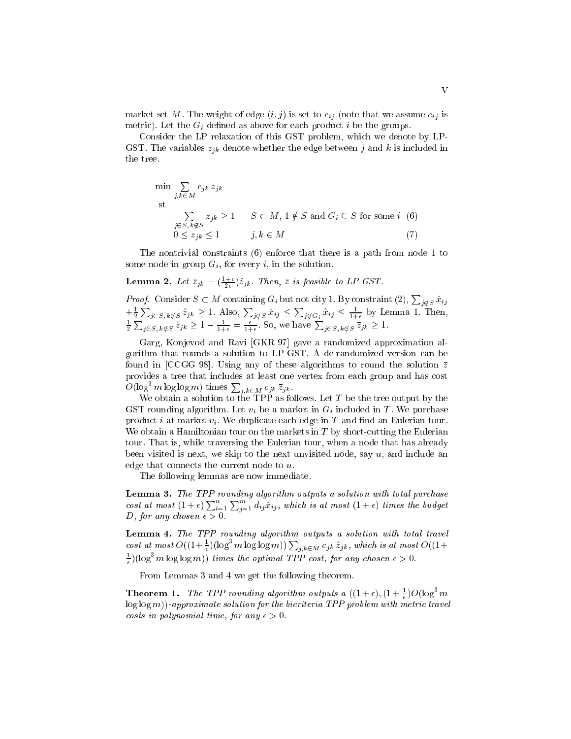market set $M$. The weight of edge $(i, j)$ is set to $c_{ij}$ (note that we assume $c_{ij}$ is metric). Let the $G_i$ defined as above for each product $i$ be the groups.

Consider the LP relaxation of this GST problem, which we denote by LP-GST. The variables $z_{jk}$ denote whether the edge between $j$ and $k$ is included in the tree.

$$\min \sum_{j,k \in M} c_{jk}\, z_{jk}$$

st

$$\sum_{j \in S,\, k \notin S} z_{jk} \geq 1 \qquad S \subset M,\, 1 \notin S \text{ and } G_i \subseteq S \text{ for some } i \quad (6)$$

$$0 \leq z_{jk} \leq 1 \qquad j, k \in M \quad (7)$$

The nontrivial constraints (6) enforce that there is a path from node 1 to some node in group $G_i$, for every $i$, in the solution.

**Lemma 2.** *Let $\bar{z}_{jk} = (\frac{1+\epsilon}{2\epsilon})\hat{z}_{jk}$. Then, $\bar{z}$ is feasible to LP-GST.*

*Proof.* Consider $S \subset M$ containing $G_i$ but not city 1. By constraint (2), $\sum_{j \notin S} \hat{x}_{ij} + \frac{1}{2}\sum_{j \in S,\, k \notin S} \hat{z}_{jk} \geq 1$. Also, $\sum_{j \notin S} \hat{x}_{ij} \leq \sum_{j \notin G_i} \hat{x}_{ij} \leq \frac{1}{1+\epsilon}$ by Lemma 1. Then, $\frac{1}{2}\sum_{j \in S,\, k \notin S} \hat{z}_{jk} \geq 1 - \frac{1}{1+\epsilon} = \frac{\epsilon}{1+\epsilon}$. So, we have $\sum_{j \in S,\, k \notin S} \bar{z}_{jk} \geq 1$.

Garg, Konjevod and Ravi [GKR 97] gave a randomized approximation algorithm that rounds a solution to LP-GST. A de-randomized version can be found in [CCGG 98]. Using any of these algorithms to round the solution $\bar{z}$ provides a tree that includes at least one vertex from each group and has cost $O(\log^3 m \log\log m)$ times $\sum_{j,k \in M} c_{jk}\, \bar{z}_{jk}$.

We obtain a solution to the TPP as follows. Let $T$ be the tree output by the GST rounding algorithm. Let $v_i$ be a market in $G_i$ included in $T$. We purchase product $i$ at market $v_i$. We duplicate each edge in $T$ and find an Eulerian tour. We obtain a Hamiltonian tour on the markets in $T$ by short-cutting the Eulerian tour. That is, while traversing the Eulerian tour, when a node that has already been visited is next, we skip to the next unvisited node, say $u$, and include an edge that connects the current node to $u$.

The following lemmas are now immediate.

**Lemma 3.** *The TPP rounding algorithm outputs a solution with total purchase cost at most $(1+\epsilon)\sum_{i=1}^{n}\sum_{j=1}^{m} d_{ij}\hat{x}_{ij}$, which is at most $(1+\epsilon)$ times the budget $D$, for any chosen $\epsilon > 0$.*

**Lemma 4.** *The TPP rounding algorithm outputs a solution with total travel cost at most $O((1+\frac{1}{\epsilon})(\log^3 m \log\log m))\sum_{j,k \in M} c_{jk}\, \hat{z}_{jk}$, which is at most $O((1+\frac{1}{\epsilon})(\log^3 m \log\log m))$ times the optimal TPP cost, for any chosen $\epsilon > 0$.*

From Lemmas 3 and 4 we get the following theorem.

**Theorem 1.** *The TPP rounding algorithm outputs a $((1+\epsilon), (1+\frac{1}{\epsilon})O(\log^3 m \log\log m))$-approximate solution for the bicriteria TPP problem with metric travel costs in polynomial time, for any $\epsilon > 0$.*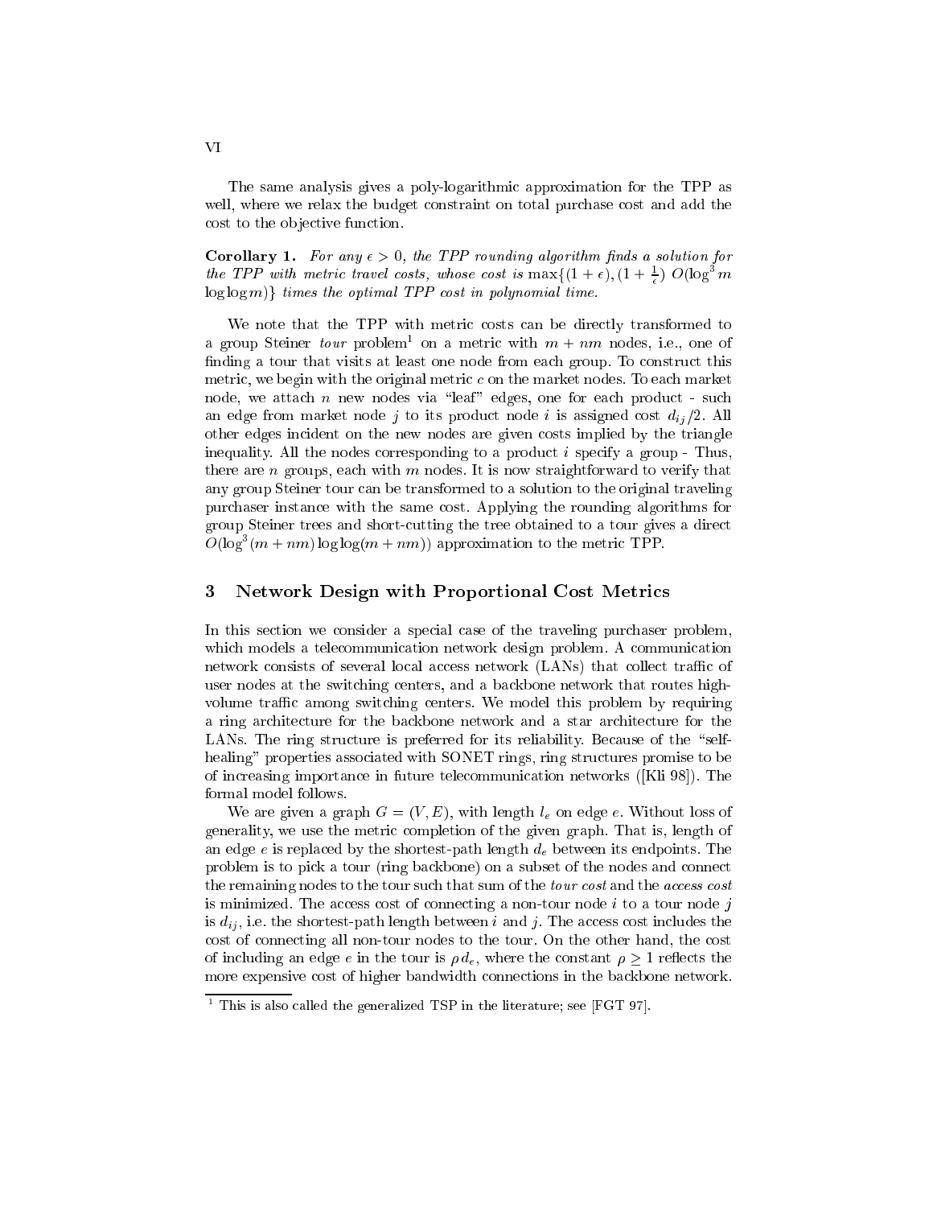The same analysis gives a poly-logarithmic approximation for the TPP as well, where we relax the budget constraint on total purchase cost and add the cost to the objective function.

**Corollary 1.** *For any $\epsilon > 0$, the TPP rounding algorithm finds a solution for the TPP with metric travel costs, whose cost is* $\max\{(1+\epsilon), (1+\frac{1}{\epsilon})\ O(\log^3 m \log\log m)\}$ *times the optimal TPP cost in polynomial time.*

We note that the TPP with metric costs can be directly transformed to a group Steiner *tour* problem[1] on a metric with $m + nm$ nodes, i.e., one of finding a tour that visits at least one node from each group. To construct this metric, we begin with the original metric $c$ on the market nodes. To each market node, we attach $n$ new nodes via "leaf" edges, one for each product - such an edge from market node $j$ to its product node $i$ is assigned cost $d_{ij}/2$. All other edges incident on the new nodes are given costs implied by the triangle inequality. All the nodes corresponding to a product $i$ specify a group - Thus, there are $n$ groups, each with $m$ nodes. It is now straightforward to verify that any group Steiner tour can be transformed to a solution to the original traveling purchaser instance with the same cost. Applying the rounding algorithms for group Steiner trees and short-cutting the tree obtained to a tour gives a direct $O(\log^3(m+nm)\log\log(m+nm))$ approximation to the metric TPP.

## 3 Network Design with Proportional Cost Metrics

In this section we consider a special case of the traveling purchaser problem, which models a telecommunication network design problem. A communication network consists of several local access network (LANs) that collect traffic of user nodes at the switching centers, and a backbone network that routes high-volume traffic among switching centers. We model this problem by requiring a ring architecture for the backbone network and a star architecture for the LANs. The ring structure is preferred for its reliability. Because of the "self-healing" properties associated with SONET rings, ring structures promise to be of increasing importance in future telecommunication networks ([Kli 98]). The formal model follows.

We are given a graph $G = (V, E)$, with length $l_e$ on edge $e$. Without loss of generality, we use the metric completion of the given graph. That is, length of an edge $e$ is replaced by the shortest-path length $d_e$ between its endpoints. The problem is to pick a tour (ring backbone) on a subset of the nodes and connect the remaining nodes to the tour such that sum of the *tour cost* and the *access cost* is minimized. The access cost of connecting a non-tour node $i$ to a tour node $j$ is $d_{ij}$, i.e. the shortest-path length between $i$ and $j$. The access cost includes the cost of connecting all non-tour nodes to the tour. On the other hand, the cost of including an edge $e$ in the tour is $\rho d_e$, where the constant $\rho \geq 1$ reflects the more expensive cost of higher bandwidth connections in the backbone network.

[1] This is also called the generalized TSP in the literature; see [FGT 97].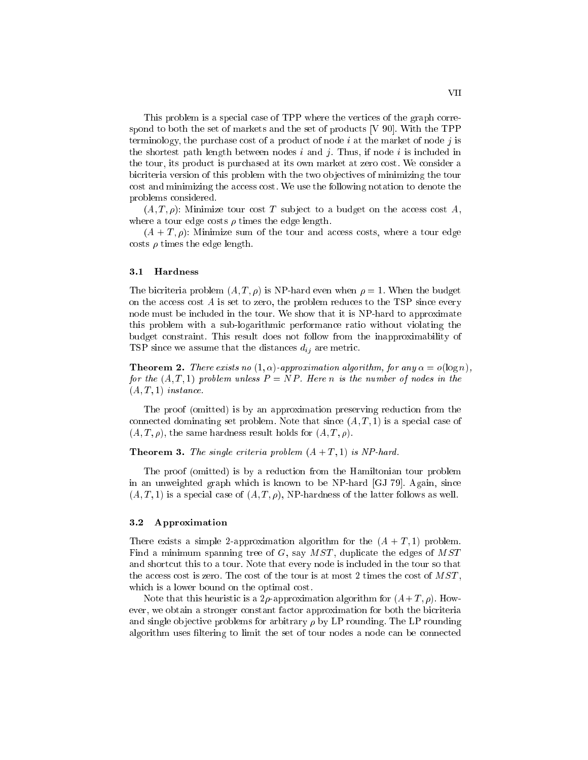This problem is a special case of TPP where the vertices of the graph correspond to both the set of markets and the set of products [V 90]. With the TPP terminology, the purchase cost of a product of node $i$ at the market of node $j$ is the shortest path length between nodes $i$ and $j$. Thus, if node $i$ is included in the tour, its product is purchased at its own market at zero cost. We consider a bicriteria version of this problem with the two objectives of minimizing the tour cost and minimizing the access cost. We use the following notation to denote the problems considered.

$(A, T, \rho)$: Minimize tour cost $T$ subject to a budget on the access cost $A$, where a tour edge costs $\rho$ times the edge length.

$(A + T, \rho)$: Minimize sum of the tour and access costs, where a tour edge costs $\rho$ times the edge length.

### 3.1 Hardness

The bicriteria problem $(A, T, \rho)$ is NP-hard even when $\rho = 1$. When the budget on the access cost $A$ is set to zero, the problem reduces to the TSP since every node must be included in the tour. We show that it is NP-hard to approximate this problem with a sub-logarithmic performance ratio without violating the budget constraint. This result does not follow from the inapproximability of TSP since we assume that the distances $d_{ij}$ are metric.

**Theorem 2.** *There exists no $(1, \alpha)$-approximation algorithm, for any $\alpha = o(\log n)$, for the $(A, T, 1)$ problem unless $P = NP$. Here $n$ is the number of nodes in the $(A, T, 1)$ instance.*

The proof (omitted) is by an approximation preserving reduction from the connected dominating set problem. Note that since $(A, T, 1)$ is a special case of $(A, T, \rho)$, the same hardness result holds for $(A, T, \rho)$.

**Theorem 3.** *The single criteria problem $(A + T, 1)$ is NP-hard.*

The proof (omitted) is by a reduction from the Hamiltonian tour problem in an unweighted graph which is known to be NP-hard [GJ 79]. Again, since $(A, T, 1)$ is a special case of $(A, T, \rho)$, NP-hardness of the latter follows as well.

### 3.2 Approximation

There exists a simple 2-approximation algorithm for the $(A + T, 1)$ problem. Find a minimum spanning tree of $G$, say $MST$, duplicate the edges of $MST$ and shortcut this to a tour. Note that every node is included in the tour so that the access cost is zero. The cost of the tour is at most 2 times the cost of $MST$, which is a lower bound on the optimal cost.

Note that this heuristic is a $2\rho$-approximation algorithm for $(A + T, \rho)$. However, we obtain a stronger constant factor approximation for both the bicriteria and single objective problems for arbitrary $\rho$ by LP rounding. The LP rounding algorithm uses filtering to limit the set of tour nodes a node can be connected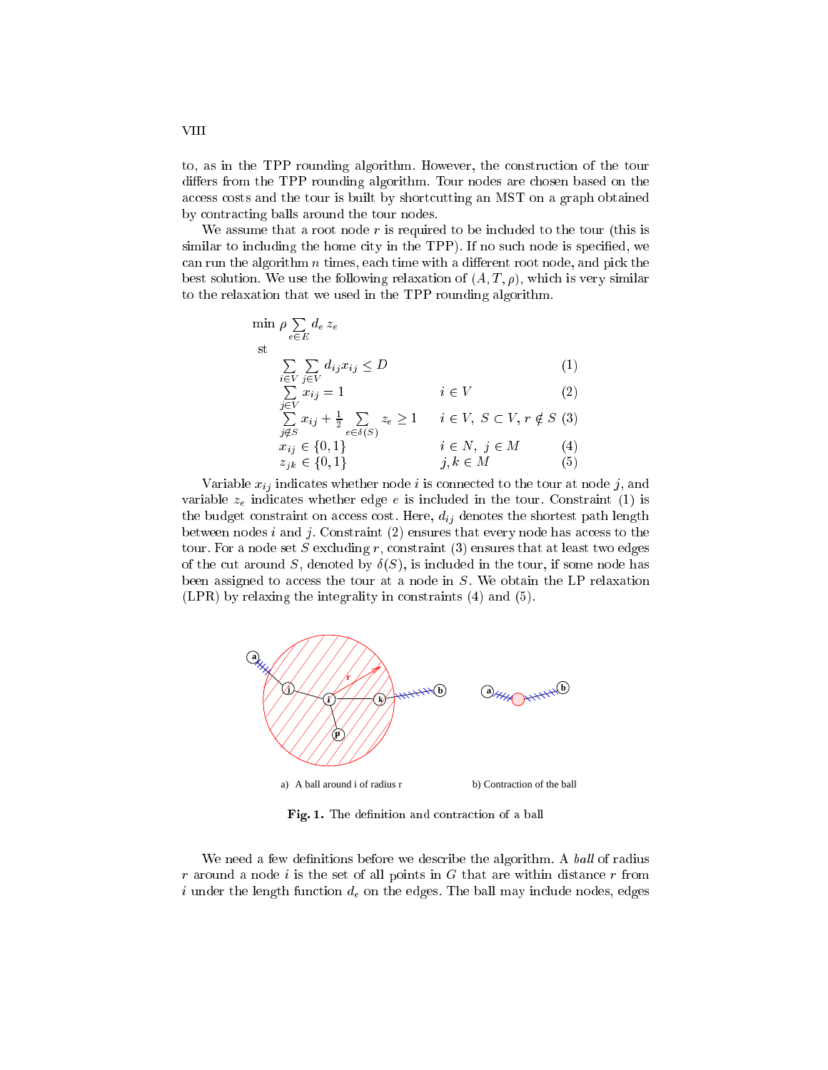to, as in the TPP rounding algorithm. However, the construction of the tour differs from the TPP rounding algorithm. Tour nodes are chosen based on the access costs and the tour is built by shortcutting an MST on a graph obtained by contracting balls around the tour nodes.

We assume that a root node $r$ is required to be included to the tour (this is similar to including the home city in the TPP). If no such node is specified, we can run the algorithm $n$ times, each time with a different root node, and pick the best solution. We use the following relaxation of $(A, T, \rho)$, which is very similar to the relaxation that we used in the TPP rounding algorithm.

$$
\begin{aligned}
\min\ & \rho \sum_{e \in E} d_e\, z_e \\
\text{st}\ & \\
& \sum_{i \in V} \sum_{j \in V} d_{ij} x_{ij} \le D && && (1) \\
& \sum_{j \in V} x_{ij} = 1 && i \in V && (2) \\
& \sum_{j \notin S} x_{ij} + \tfrac{1}{2} \sum_{e \in \delta(S)} z_e \ge 1 && i \in V,\ S \subset V, r \notin S && (3) \\
& x_{ij} \in \{0,1\} && i \in N,\ j \in M && (4) \\
& z_{jk} \in \{0,1\} && j,k \in M && (5)
\end{aligned}
$$

Variable $x_{ij}$ indicates whether node $i$ is connected to the tour at node $j$, and variable $z_e$ indicates whether edge $e$ is included in the tour. Constraint (1) is the budget constraint on access cost. Here, $d_{ij}$ denotes the shortest path length between nodes $i$ and $j$. Constraint (2) ensures that every node has access to the tour. For a node set $S$ excluding $r$, constraint (3) ensures that at least two edges of the cut around $S$, denoted by $\delta(S)$, is included in the tour, if some node has been assigned to access the tour at a node in $S$. We obtain the LP relaxation (LPR) by relaxing the integrality in constraints (4) and (5).

a) A ball around i of radius r    b) Contraction of the ball

**Fig. 1.** The definition and contraction of a ball

We need a few definitions before we describe the algorithm. A *ball* of radius $r$ around a node $i$ is the set of all points in $G$ that are within distance $r$ from $i$ under the length function $d_e$ on the edges. The ball may include nodes, edges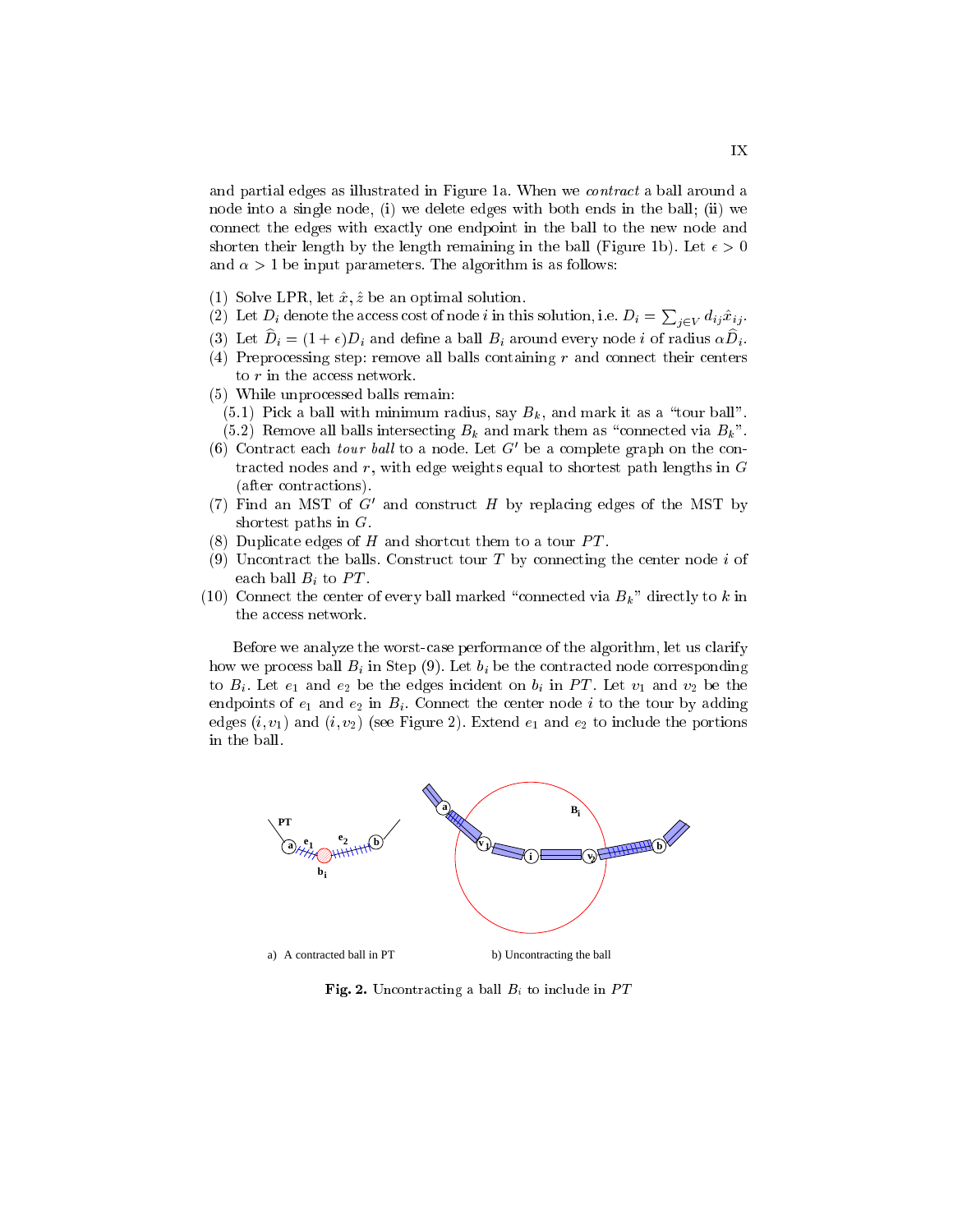and partial edges as illustrated in Figure 1a. When we *contract* a ball around a node into a single node, (i) we delete edges with both ends in the ball; (ii) we connect the edges with exactly one endpoint in the ball to the new node and shorten their length by the length remaining in the ball (Figure 1b). Let $\epsilon > 0$ and $\alpha > 1$ be input parameters. The algorithm is as follows:

(1) Solve LPR, let $\hat{x}, \hat{z}$ be an optimal solution.
(2) Let $D_i$ denote the access cost of node $i$ in this solution, i.e. $D_i = \sum_{j \in V} d_{ij}\hat{x}_{ij}$.
(3) Let $\widehat{D}_i = (1+\epsilon)D_i$ and define a ball $B_i$ around every node $i$ of radius $\alpha\widehat{D}_i$.
(4) Preprocessing step: remove all balls containing $r$ and connect their centers to $r$ in the access network.
(5) While unprocessed balls remain:
  (5.1) Pick a ball with minimum radius, say $B_k$, and mark it as a "tour ball".
  (5.2) Remove all balls intersecting $B_k$ and mark them as "connected via $B_k$".
(6) Contract each *tour ball* to a node. Let $G'$ be a complete graph on the contracted nodes and $r$, with edge weights equal to shortest path lengths in $G$ (after contractions).
(7) Find an MST of $G'$ and construct $H$ by replacing edges of the MST by shortest paths in $G$.
(8) Duplicate edges of $H$ and shortcut them to a tour $PT$.
(9) Uncontract the balls. Construct tour $T$ by connecting the center node $i$ of each ball $B_i$ to $PT$.
(10) Connect the center of every ball marked "connected via $B_k$" directly to $k$ in the access network.

Before we analyze the worst-case performance of the algorithm, let us clarify how we process ball $B_i$ in Step (9). Let $b_i$ be the contracted node corresponding to $B_i$. Let $e_1$ and $e_2$ be the edges incident on $b_i$ in $PT$. Let $v_1$ and $v_2$ be the endpoints of $e_1$ and $e_2$ in $B_i$. Connect the center node $i$ to the tour by adding edges $(i, v_1)$ and $(i, v_2)$ (see Figure 2). Extend $e_1$ and $e_2$ to include the portions in the ball.

a) A contracted ball in PT    b) Uncontracting the ball

**Fig. 2.** Uncontracting a ball $B_i$ to include in $PT$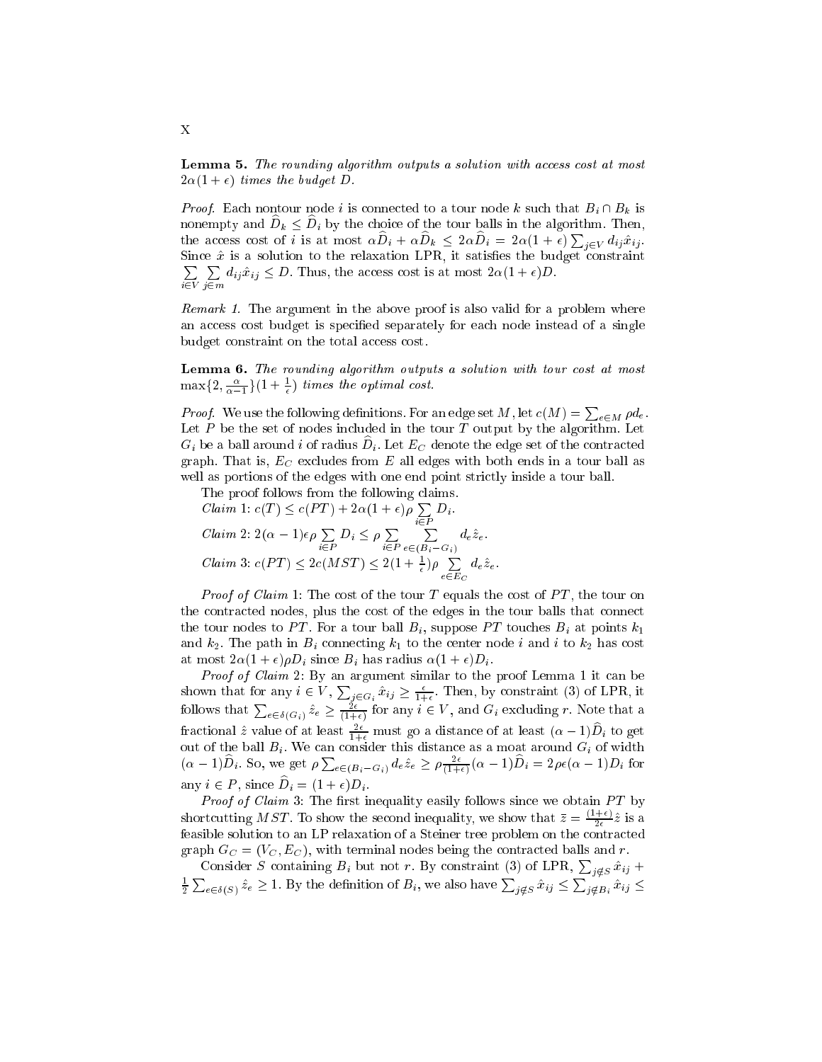**Lemma 5.** *The rounding algorithm outputs a solution with access cost at most $2\alpha(1+\epsilon)$ times the budget $D$.*

*Proof.* Each nontour node $i$ is connected to a tour node $k$ such that $B_i \cap B_k$ is nonempty and $\widehat{D}_k \leq \widehat{D}_i$ by the choice of the tour balls in the algorithm. Then, the access cost of $i$ is at most $\alpha\widehat{D}_i + \alpha\widehat{D}_k \leq 2\alpha\widehat{D}_i = 2\alpha(1+\epsilon)\sum_{j\in V} d_{ij}\hat{x}_{ij}$. Since $\hat{x}$ is a solution to the relaxation LPR, it satisfies the budget constraint $\sum_{i\in V}\sum_{j\in m} d_{ij}\hat{x}_{ij} \leq D$. Thus, the access cost is at most $2\alpha(1+\epsilon)D$.

*Remark 1.* The argument in the above proof is also valid for a problem where an access cost budget is specified separately for each node instead of a single budget constraint on the total access cost.

**Lemma 6.** *The rounding algorithm outputs a solution with tour cost at most $\max\{2, \frac{\alpha}{\alpha-1}\}(1+\frac{1}{\epsilon})$ times the optimal cost.*

*Proof.* We use the following definitions. For an edge set $M$, let $c(M) = \sum_{e\in M}\rho d_e$. Let $P$ be the set of nodes included in the tour $T$ output by the algorithm. Let $G_i$ be a ball around $i$ of radius $\widehat{D}_i$. Let $E_C$ denote the edge set of the contracted graph. That is, $E_C$ excludes from $E$ all edges with both ends in a tour ball as well as portions of the edges with one end point strictly inside a tour ball.

The proof follows from the following claims.

*Claim 1*: $c(T) \leq c(PT) + 2\alpha(1+\epsilon)\rho\sum_{i\in P} D_i$.

*Claim 2*: $2(\alpha-1)\epsilon\rho\sum_{i\in P} D_i \leq \rho\sum_{i\in P}\sum_{e\in(B_i-G_i)} d_e\hat{z}_e$.

*Claim 3*: $c(PT) \leq 2c(MST) \leq 2(1+\frac{1}{\epsilon})\rho\sum_{e\in E_C} d_e\hat{z}_e$.

*Proof of Claim 1*: The cost of the tour $T$ equals the cost of $PT$, the tour on the contracted nodes, plus the cost of the edges in the tour balls that connect the tour nodes to $PT$. For a tour ball $B_i$, suppose $PT$ touches $B_i$ at points $k_1$ and $k_2$. The path in $B_i$ connecting $k_1$ to the center node $i$ and $i$ to $k_2$ has cost at most $2\alpha(1+\epsilon)\rho D_i$ since $B_i$ has radius $\alpha(1+\epsilon)D_i$.

*Proof of Claim 2*: By an argument similar to the proof Lemma 1 it can be shown that for any $i \in V$, $\sum_{j\in G_i}\hat{x}_{ij} \geq \frac{\epsilon}{1+\epsilon}$. Then, by constraint (3) of LPR, it follows that $\sum_{e\in\delta(G_i)}\hat{z}_e \geq \frac{2\epsilon}{(1+\epsilon)}$ for any $i \in V$, and $G_i$ excluding $r$. Note that a fractional $\hat{z}$ value of at least $\frac{2\epsilon}{1+\epsilon}$ must go a distance of at least $(\alpha-1)\widehat{D}_i$ to get out of the ball $B_i$. We can consider this distance as a moat around $G_i$ of width $(\alpha-1)\widehat{D}_i$. So, we get $\rho\sum_{e\in(B_i-G_i)} d_e\hat{z}_e \geq \rho\frac{2\epsilon}{(1+\epsilon)}(\alpha-1)\widehat{D}_i = 2\rho\epsilon(\alpha-1)D_i$ for any $i \in P$, since $\widehat{D}_i = (1+\epsilon)D_i$.

*Proof of Claim 3*: The first inequality easily follows since we obtain $PT$ by shortcutting $MST$. To show the second inequality, we show that $\bar{z} = \frac{(1+\epsilon)}{2\epsilon}\hat{z}$ is a feasible solution to an LP relaxation of a Steiner tree problem on the contracted graph $G_C = (V_C, E_C)$, with terminal nodes being the contracted balls and $r$.

Consider $S$ containing $B_i$ but not $r$. By constraint (3) of LPR, $\sum_{j\notin S}\hat{x}_{ij} + \frac{1}{2}\sum_{e\in\delta(S)}\hat{z}_e \geq 1$. By the definition of $B_i$, we also have $\sum_{j\notin S}\hat{x}_{ij} \leq \sum_{j\notin B_i}\hat{x}_{ij} \leq$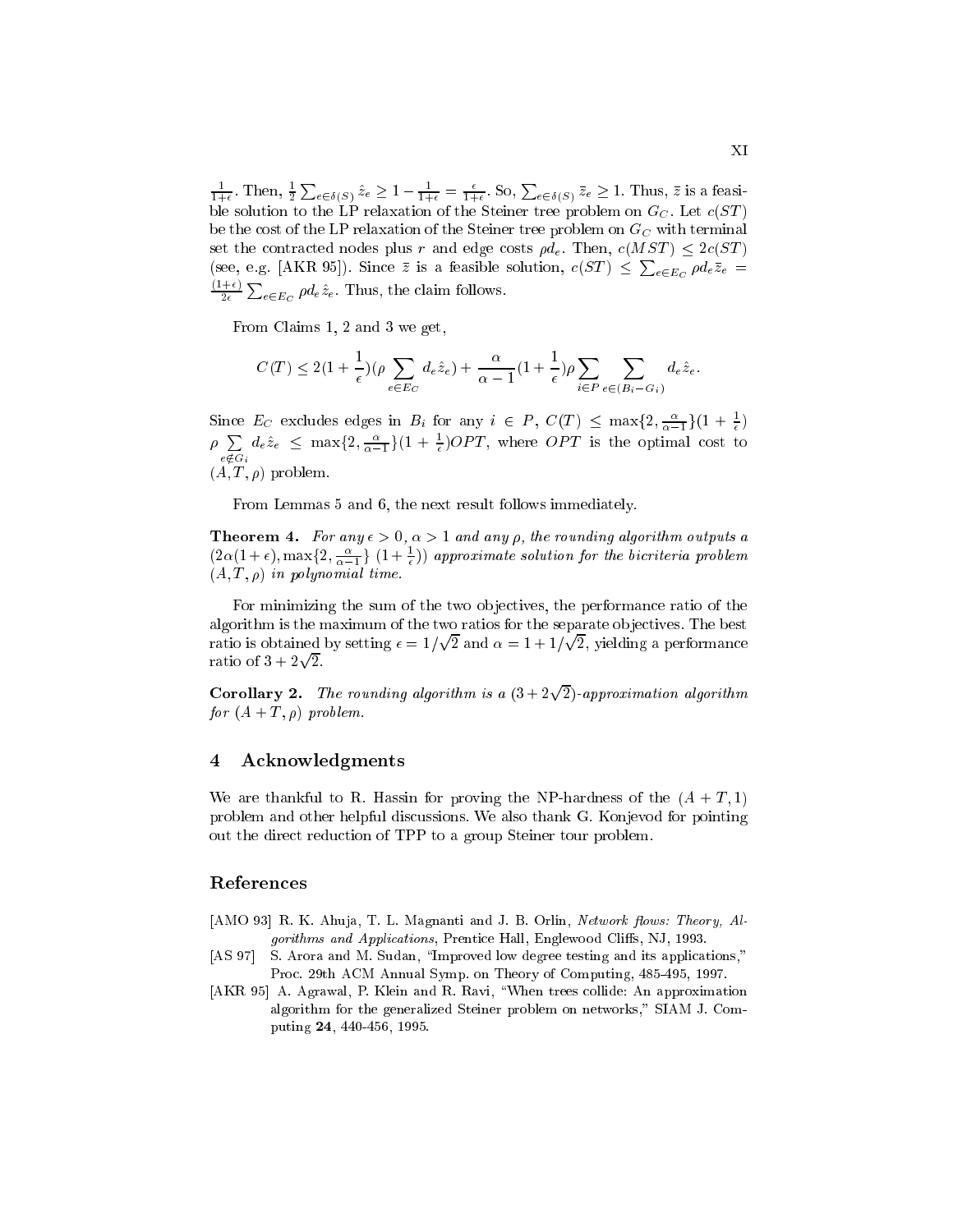$\frac{1}{1+\epsilon}$. Then, $\frac{1}{2}\sum_{e\in\delta(S)} \hat{z}_e \geq 1 - \frac{1}{1+\epsilon} = \frac{\epsilon}{1+\epsilon}$. So, $\sum_{e\in\delta(S)} \bar{z}_e \geq 1$. Thus, $\bar{z}$ is a feasible solution to the LP relaxation of the Steiner tree problem on $G_C$. Let $c(ST)$ be the cost of the LP relaxation of the Steiner tree problem on $G_C$ with terminal set the contracted nodes plus $r$ and edge costs $\rho d_e$. Then, $c(MST) \leq 2c(ST)$ (see, e.g. [AKR 95]). Since $\bar{z}$ is a feasible solution, $c(ST) \leq \sum_{e\in E_C} \rho d_e \bar{z}_e = \frac{(1+\epsilon)}{2\epsilon}\sum_{e\in E_C} \rho d_e \hat{z}_e$. Thus, the claim follows.

From Claims 1, 2 and 3 we get,

$$C(T) \leq 2(1+\frac{1}{\epsilon})(\rho \sum_{e\in E_C} d_e \hat{z}_e) + \frac{\alpha}{\alpha-1}(1+\frac{1}{\epsilon})\rho \sum_{i\in P}\sum_{e\in(B_i-G_i)} d_e \hat{z}_e.$$

Since $E_C$ excludes edges in $B_i$ for any $i \in P$, $C(T) \leq \max\{2, \frac{\alpha}{\alpha-1}\}(1+\frac{1}{\epsilon})$ $\rho \sum_{e\notin G_i} d_e \hat{z}_e \leq \max\{2, \frac{\alpha}{\alpha-1}\}(1+\frac{1}{\epsilon})OPT$, where $OPT$ is the optimal cost to $(A, T, \rho)$ problem.

From Lemmas 5 and 6, the next result follows immediately.

**Theorem 4.** *For any $\epsilon > 0$, $\alpha > 1$ and any $\rho$, the rounding algorithm outputs a $(2\alpha(1+\epsilon), \max\{2, \frac{\alpha}{\alpha-1}\}\ (1+\frac{1}{\epsilon}))$ approximate solution for the bicriteria problem $(A, T, \rho)$ in polynomial time.*

For minimizing the sum of the two objectives, the performance ratio of the algorithm is the maximum of the two ratios for the separate objectives. The best ratio is obtained by setting $\epsilon = 1/\sqrt{2}$ and $\alpha = 1 + 1/\sqrt{2}$, yielding a performance ratio of $3 + 2\sqrt{2}$.

**Corollary 2.** *The rounding algorithm is a $(3 + 2\sqrt{2})$-approximation algorithm for $(A + T, \rho)$ problem.*

## 4 Acknowledgments

We are thankful to R. Hassin for proving the NP-hardness of the $(A + T, 1)$ problem and other helpful discussions. We also thank G. Konjevod for pointing out the direct reduction of TPP to a group Steiner tour problem.

## References

[AMO 93] R. K. Ahuja, T. L. Magnanti and J. B. Orlin, *Network flows: Theory, Algorithms and Applications*, Prentice Hall, Englewood Cliffs, NJ, 1993.

[AS 97] S. Arora and M. Sudan, "Improved low degree testing and its applications," Proc. 29th ACM Annual Symp. on Theory of Computing, 485-495, 1997.

[AKR 95] A. Agrawal, P. Klein and R. Ravi, "When trees collide: An approximation algorithm for the generalized Steiner problem on networks," SIAM J. Computing **24**, 440-456, 1995.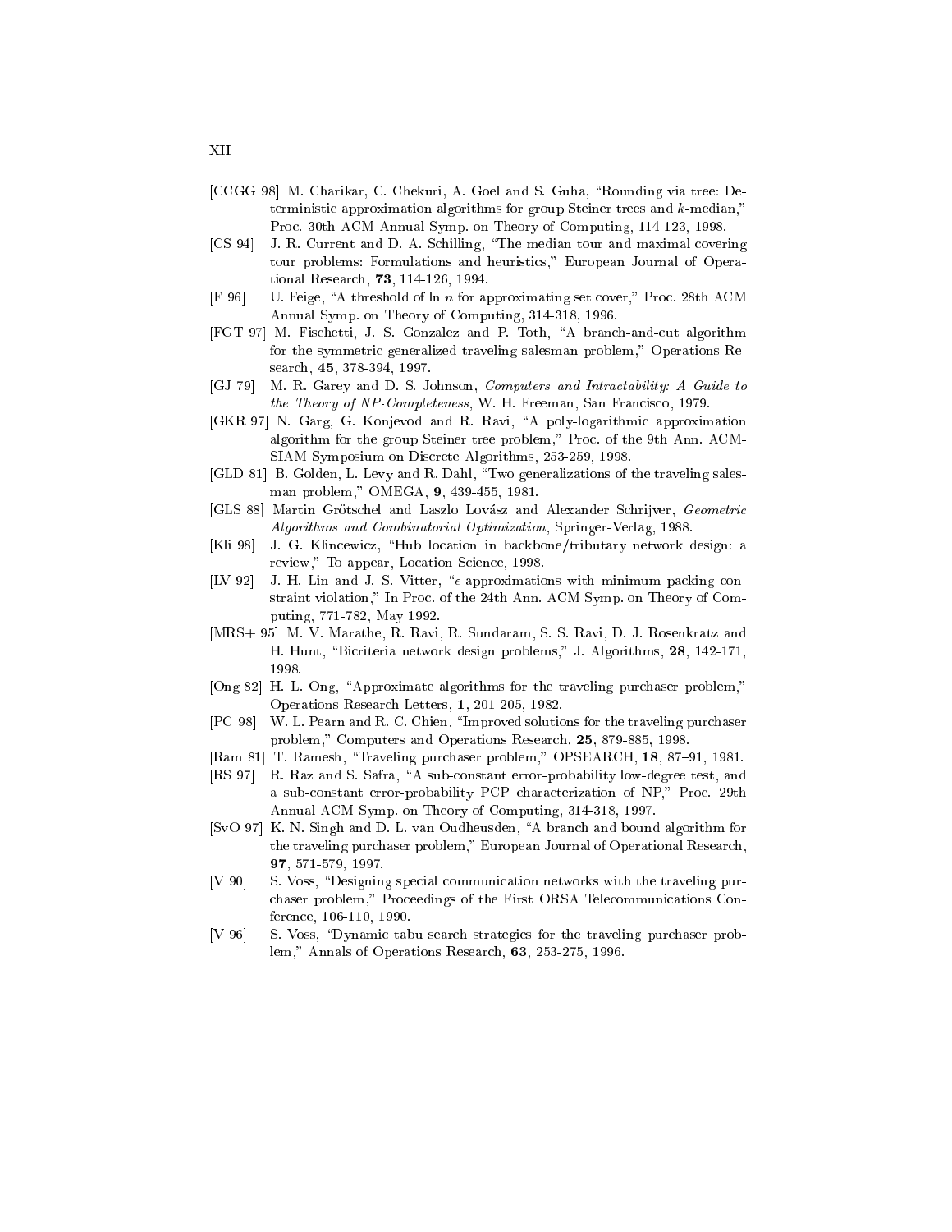[CCGG 98] M. Charikar, C. Chekuri, A. Goel and S. Guha, "Rounding via tree: Deterministic approximation algorithms for group Steiner trees and $k$-median," Proc. 30th ACM Annual Symp. on Theory of Computing, 114-123, 1998.

[CS 94] J. R. Current and D. A. Schilling, "The median tour and maximal covering tour problems: Formulations and heuristics," European Journal of Operational Research, **73**, 114-126, 1994.

[F 96] U. Feige, "A threshold of $\ln n$ for approximating set cover," Proc. 28th ACM Annual Symp. on Theory of Computing, 314-318, 1996.

[FGT 97] M. Fischetti, J. S. Gonzalez and P. Toth, "A branch-and-cut algorithm for the symmetric generalized traveling salesman problem," Operations Research, **45**, 378-394, 1997.

[GJ 79] M. R. Garey and D. S. Johnson, *Computers and Intractability: A Guide to the Theory of NP-Completeness*, W. H. Freeman, San Francisco, 1979.

[GKR 97] N. Garg, G. Konjevod and R. Ravi, "A poly-logarithmic approximation algorithm for the group Steiner tree problem," Proc. of the 9th Ann. ACM-SIAM Symposium on Discrete Algorithms, 253-259, 1998.

[GLD 81] B. Golden, L. Levy and R. Dahl, "Two generalizations of the traveling salesman problem," OMEGA, **9**, 439-455, 1981.

[GLS 88] Martin Grötschel and Laszlo Lovász and Alexander Schrijver, *Geometric Algorithms and Combinatorial Optimization*, Springer-Verlag, 1988.

[Kli 98] J. G. Klincewicz, "Hub location in backbone/tributary network design: a review," To appear, Location Science, 1998.

[LV 92] J. H. Lin and J. S. Vitter, "$\epsilon$-approximations with minimum packing constraint violation," In Proc. of the 24th Ann. ACM Symp. on Theory of Computing, 771-782, May 1992.

[MRS+ 95] M. V. Marathe, R. Ravi, R. Sundaram, S. S. Ravi, D. J. Rosenkratz and H. Hunt, "Bicriteria network design problems," J. Algorithms, **28**, 142-171, 1998.

[Ong 82] H. L. Ong, "Approximate algorithms for the traveling purchaser problem," Operations Research Letters, **1**, 201-205, 1982.

[PC 98] W. L. Pearn and R. C. Chien, "Improved solutions for the traveling purchaser problem," Computers and Operations Research, **25**, 879-885, 1998.

[Ram 81] T. Ramesh, "Traveling purchaser problem," OPSEARCH, **18**, 87–91, 1981.

[RS 97] R. Raz and S. Safra, "A sub-constant error-probability low-degree test, and a sub-constant error-probability PCP characterization of NP," Proc. 29th Annual ACM Symp. on Theory of Computing, 314-318, 1997.

[SvO 97] K. N. Singh and D. L. van Oudheusden, "A branch and bound algorithm for the traveling purchaser problem," European Journal of Operational Research, **97**, 571-579, 1997.

[V 90] S. Voss, "Designing special communication networks with the traveling purchaser problem," Proceedings of the First ORSA Telecommunications Conference, 106-110, 1990.

[V 96] S. Voss, "Dynamic tabu search strategies for the traveling purchaser problem," Annals of Operations Research, **63**, 253-275, 1996.